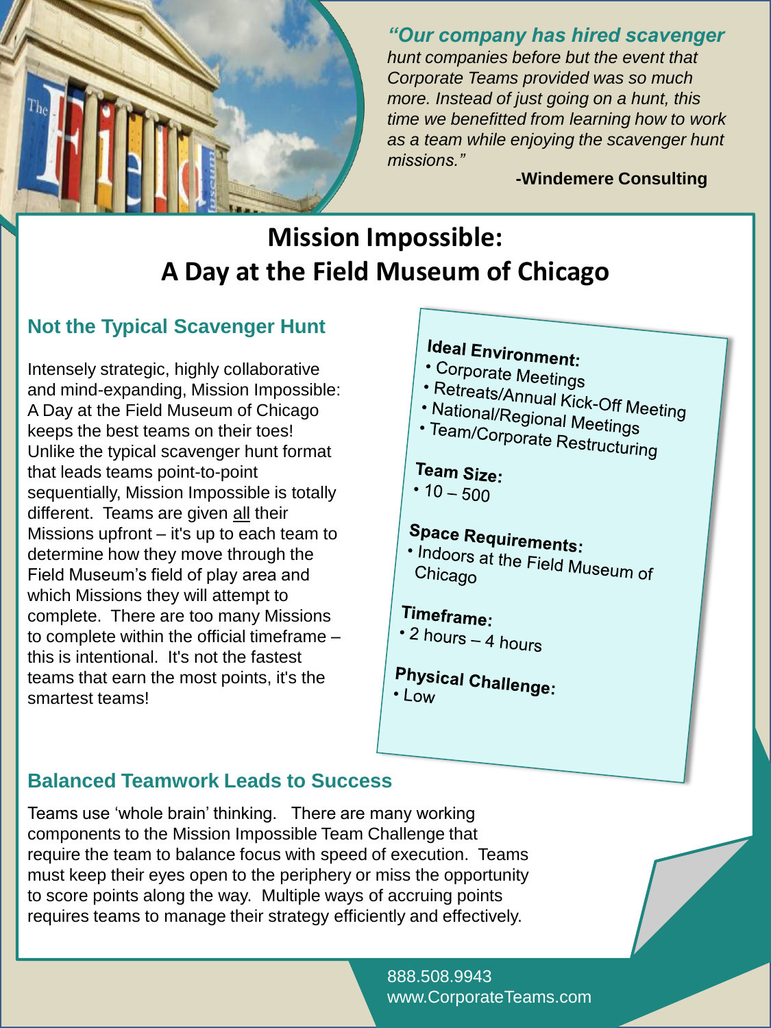*"Our company has hired scavenger hunt companies before but the event that Corporate Teams provided was so much more. Instead of just going on a hunt, this time we benefitted from learning how to work as a team while enjoying the scavenger hunt missions."*

**-Windemere Consulting**

# Mission Impossible: A Day at the Field Museum of Chicago

## Not the Typical Scavenger Hunt

Intensely strategic, highly collaborative and mind-expanding, Mission Impossible: A Day at the Field Museum of Chicago keeps the best teams on their toes! Unlike the typical scavenger hunt format that leads teams point-to-point sequentially, Mission Impossible is totally different. Teams are given all their Missions upfront – it's up to each team to determine how they move through the Field Museum's field of play area and which Missions they will attempt to complete. There are too many Missions to complete within the official timeframe – this is intentional. It's not the fastest teams that earn the most points, it's the smartest teams!

**Ideal Environment:**
- Corporate Meetings
- Retreats/Annual Kick-Off Meeting
- National/Regional Meetings
- Team/Corporate Restructuring

**Team Size:**
- 10 – 500

**Space Requirements:**
- Indoors at the Field Museum of Chicago

**Timeframe:**
- 2 hours – 4 hours

**Physical Challenge:**
- Low

## Balanced Teamwork Leads to Success

Teams use 'whole brain' thinking. There are many working components to the Mission Impossible Team Challenge that require the team to balance focus with speed of execution. Teams must keep their eyes open to the periphery or miss the opportunity to score points along the way. Multiple ways of accruing points requires teams to manage their strategy efficiently and effectively.

888.508.9943
www.CorporateTeams.com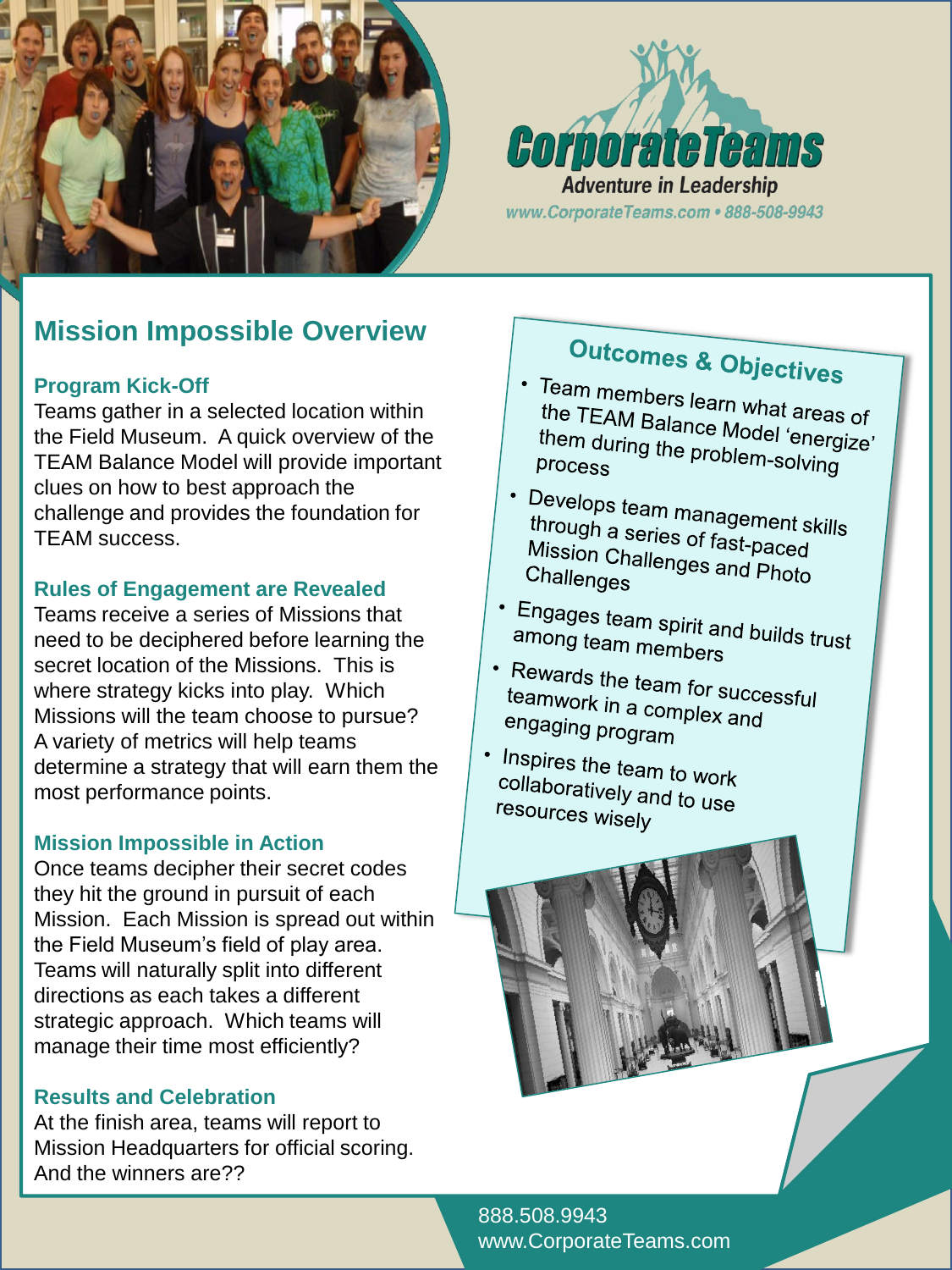CorporateTeams

Adventure in Leadership

www.CorporateTeams.com • 888-508-9943

## Mission Impossible Overview

### Program Kick-Off

Teams gather in a selected location within the Field Museum. A quick overview of the TEAM Balance Model will provide important clues on how to best approach the challenge and provides the foundation for TEAM success.

### Rules of Engagement are Revealed

Teams receive a series of Missions that need to be deciphered before learning the secret location of the Missions. This is where strategy kicks into play. Which Missions will the team choose to pursue? A variety of metrics will help teams determine a strategy that will earn them the most performance points.

### Mission Impossible in Action

Once teams decipher their secret codes they hit the ground in pursuit of each Mission. Each Mission is spread out within the Field Museum's field of play area. Teams will naturally split into different directions as each takes a different strategic approach. Which teams will manage their time most efficiently?

### Results and Celebration

At the finish area, teams will report to Mission Headquarters for official scoring. And the winners are??

## Outcomes & Objectives

- Team members learn what areas of the TEAM Balance Model 'energize' them during the problem-solving process
- Develops team management skills through a series of fast-paced Mission Challenges and Photo Challenges
- Engages team spirit and builds trust among team members
- Rewards the team for successful teamwork in a complex and engaging program
- Inspires the team to work collaboratively and to use resources wisely

888.508.9943
www.CorporateTeams.com